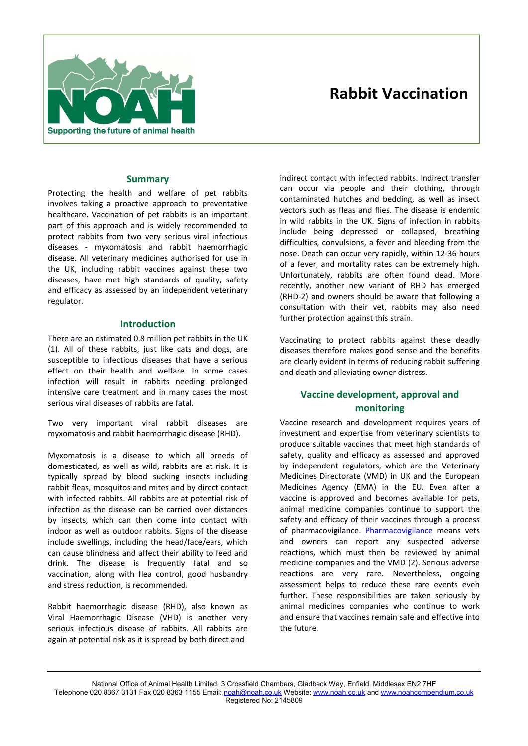# Rabbit Vaccination

## Summary

Protecting the health and welfare of pet rabbits involves taking a proactive approach to preventative healthcare. Vaccination of pet rabbits is an important part of this approach and is widely recommended to protect rabbits from two very serious viral infectious diseases - myxomatosis and rabbit haemorrhagic disease. All veterinary medicines authorised for use in the UK, including rabbit vaccines against these two diseases, have met high standards of quality, safety and efficacy as assessed by an independent veterinary regulator.

## Introduction

There are an estimated 0.8 million pet rabbits in the UK (1). All of these rabbits, just like cats and dogs, are susceptible to infectious diseases that have a serious effect on their health and welfare. In some cases infection will result in rabbits needing prolonged intensive care treatment and in many cases the most serious viral diseases of rabbits are fatal.

Two very important viral rabbit diseases are myxomatosis and rabbit haemorrhagic disease (RHD).

Myxomatosis is a disease to which all breeds of domesticated, as well as wild, rabbits are at risk. It is typically spread by blood sucking insects including rabbit fleas, mosquitos and mites and by direct contact with infected rabbits. All rabbits are at potential risk of infection as the disease can be carried over distances by insects, which can then come into contact with indoor as well as outdoor rabbits. Signs of the disease include swellings, including the head/face/ears, which can cause blindness and affect their ability to feed and drink. The disease is frequently fatal and so vaccination, along with flea control, good husbandry and stress reduction, is recommended.

Rabbit haemorrhagic disease (RHD), also known as Viral Haemorrhagic Disease (VHD) is another very serious infectious disease of rabbits. All rabbits are again at potential risk as it is spread by both direct and indirect contact with infected rabbits. Indirect transfer can occur via people and their clothing, through contaminated hutches and bedding, as well as insect vectors such as fleas and flies. The disease is endemic in wild rabbits in the UK. Signs of infection in rabbits include being depressed or collapsed, breathing difficulties, convulsions, a fever and bleeding from the nose. Death can occur very rapidly, within 12-36 hours of a fever, and mortality rates can be extremely high. Unfortunately, rabbits are often found dead. More recently, another new variant of RHD has emerged (RHD-2) and owners should be aware that following a consultation with their vet, rabbits may also need further protection against this strain.

Vaccinating to protect rabbits against these deadly diseases therefore makes good sense and the benefits are clearly evident in terms of reducing rabbit suffering and death and alleviating owner distress.

## Vaccine development, approval and monitoring

Vaccine research and development requires years of investment and expertise from veterinary scientists to produce suitable vaccines that meet high standards of safety, quality and efficacy as assessed and approved by independent regulators, which are the Veterinary Medicines Directorate (VMD) in UK and the European Medicines Agency (EMA) in the EU. Even after a vaccine is approved and becomes available for pets, animal medicine companies continue to support the safety and efficacy of their vaccines through a process of pharmacovigilance. Pharmacovigilance means vets and owners can report any suspected adverse reactions, which must then be reviewed by animal medicine companies and the VMD (2). Serious adverse reactions are very rare. Nevertheless, ongoing assessment helps to reduce these rare events even further. These responsibilities are taken seriously by animal medicines companies who continue to work and ensure that vaccines remain safe and effective into the future.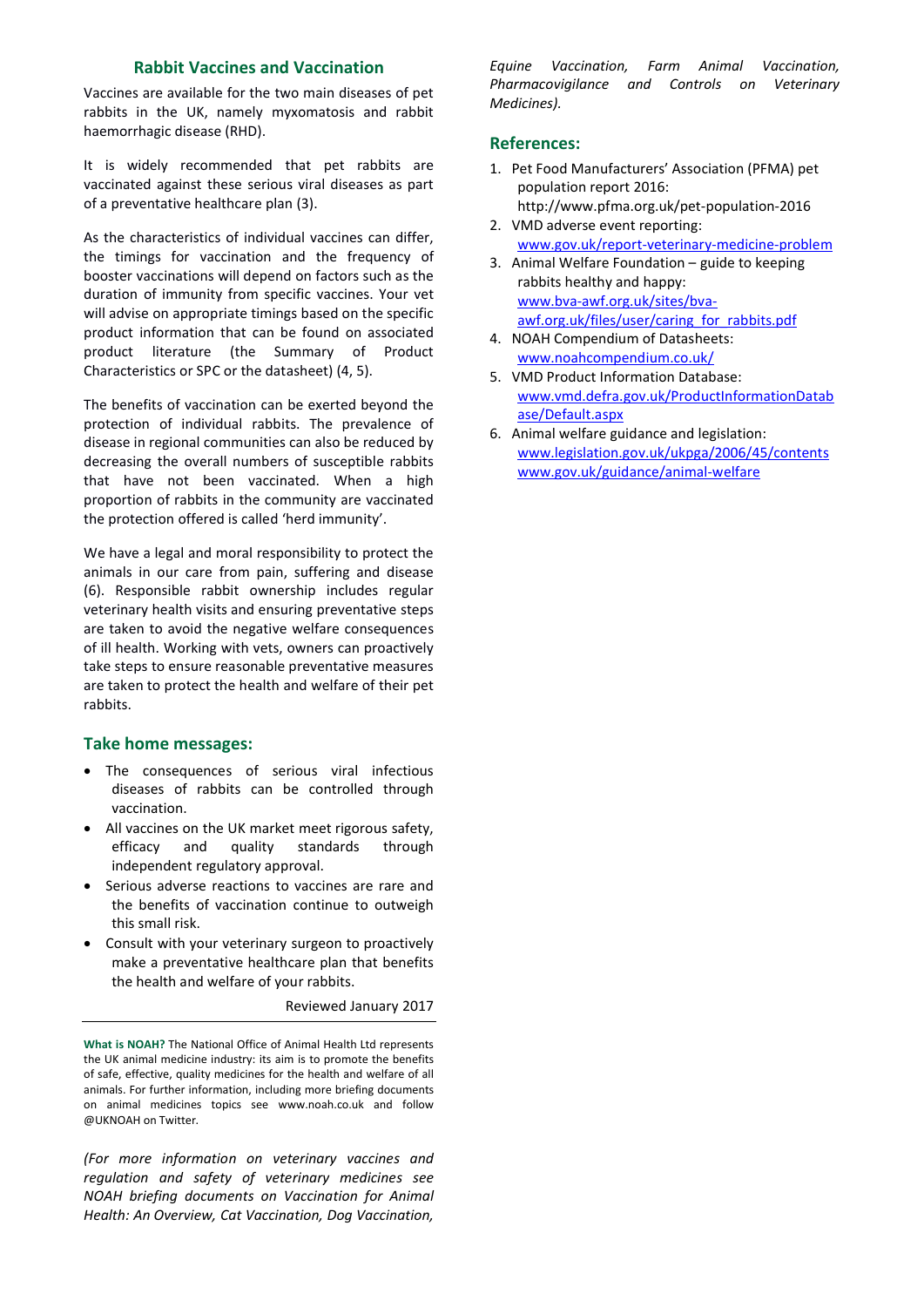## Rabbit Vaccines and Vaccination

Vaccines are available for the two main diseases of pet rabbits in the UK, namely myxomatosis and rabbit haemorrhagic disease (RHD).

It is widely recommended that pet rabbits are vaccinated against these serious viral diseases as part of a preventative healthcare plan (3).

As the characteristics of individual vaccines can differ, the timings for vaccination and the frequency of booster vaccinations will depend on factors such as the duration of immunity from specific vaccines. Your vet will advise on appropriate timings based on the specific product information that can be found on associated product literature (the Summary of Product Characteristics or SPC or the datasheet) (4, 5).

The benefits of vaccination can be exerted beyond the protection of individual rabbits. The prevalence of disease in regional communities can also be reduced by decreasing the overall numbers of susceptible rabbits that have not been vaccinated. When a high proportion of rabbits in the community are vaccinated the protection offered is called 'herd immunity'.

We have a legal and moral responsibility to protect the animals in our care from pain, suffering and disease (6). Responsible rabbit ownership includes regular veterinary health visits and ensuring preventative steps are taken to avoid the negative welfare consequences of ill health. Working with vets, owners can proactively take steps to ensure reasonable preventative measures are taken to protect the health and welfare of their pet rabbits.

## Take home messages:

- The consequences of serious viral infectious diseases of rabbits can be controlled through vaccination.
- All vaccines on the UK market meet rigorous safety, efficacy and quality standards through independent regulatory approval.
- Serious adverse reactions to vaccines are rare and the benefits of vaccination continue to outweigh this small risk.
- Consult with your veterinary surgeon to proactively make a preventative healthcare plan that benefits the health and welfare of your rabbits.

Reviewed January 2017

---

**What is NOAH?** The National Office of Animal Health Ltd represents the UK animal medicine industry: its aim is to promote the benefits of safe, effective, quality medicines for the health and welfare of all animals. For further information, including more briefing documents on animal medicines topics see www.noah.co.uk and follow @UKNOAH on Twitter.

*(For more information on veterinary vaccines and regulation and safety of veterinary medicines see NOAH briefing documents on Vaccination for Animal Health: An Overview, Cat Vaccination, Dog Vaccination, Equine Vaccination, Farm Animal Vaccination, Pharmacovigilance and Controls on Veterinary Medicines).*

## References:

1. Pet Food Manufacturers' Association (PFMA) pet population report 2016: http://www.pfma.org.uk/pet-population-2016
2. VMD adverse event reporting: www.gov.uk/report-veterinary-medicine-problem
3. Animal Welfare Foundation – guide to keeping rabbits healthy and happy: www.bva-awf.org.uk/sites/bva-awf.org.uk/files/user/caring_for_rabbits.pdf
4. NOAH Compendium of Datasheets: www.noahcompendium.co.uk/
5. VMD Product Information Database: www.vmd.defra.gov.uk/ProductInformationDatabase/Default.aspx
6. Animal welfare guidance and legislation: www.legislation.gov.uk/ukpga/2006/45/contents www.gov.uk/guidance/animal-welfare